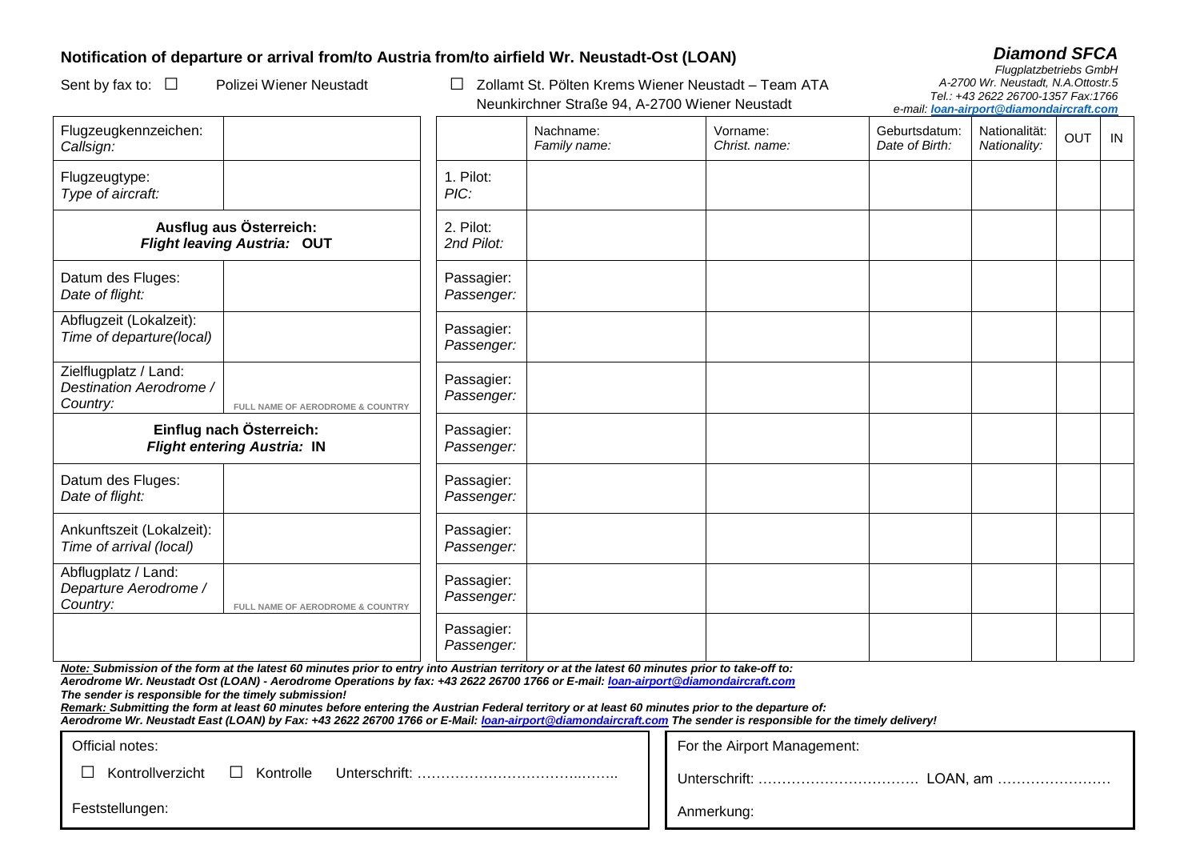## Notification of departure or arrival from/to Austria from/to airfield Wr. Neustadt-Ost (LOAN)

***Diamond SFCA***
*Flugplatzbetriebs GmbH*
*A-2700 Wr. Neustadt, N.A.Ottostr.5*
*Tel.: +43 2622 26700-1357 Fax:1766*
*e-mail: loan-airport@diamondaircraft.com*

Sent by fax to: ☐ Polizei Wiener Neustadt ☐ Zollamt St. Pölten Krems Wiener Neustadt – Team ATA
Neunkirchner Straße 94, A-2700 Wiener Neustadt

| Flugzeugkennzeichen: *Callsign:* | |
|---|---|
| Flugzeugtype: *Type of aircraft:* | |
| **Ausflug aus Österreich:** ***Flight leaving Austria:* OUT** | |
| Datum des Fluges: *Date of flight:* | |
| Abflugzeit (Lokalzeit): *Time of departure(local)* | |
| Zielflugplatz / Land: *Destination Aerodrome / Country:* | FULL NAME OF AERODROME & COUNTRY |
| **Einflug nach Österreich:** ***Flight entering Austria:* IN** | |
| Datum des Fluges: *Date of flight:* | |
| Ankunftszeit (Lokalzeit): *Time of arrival (local)* | |
| Abflugplatz / Land: *Departure Aerodrome / Country:* | FULL NAME OF AERODROME & COUNTRY |

| | Nachname: *Family name:* | Vorname: *Christ. name:* | Geburtsdatum: *Date of Birth:* | Nationalität: *Nationality:* | OUT | IN |
|---|---|---|---|---|---|---|
| 1. Pilot: *PIC:* | | | | | | |
| 2. Pilot: *2nd Pilot:* | | | | | | |
| Passagier: *Passenger:* | | | | | | |
| Passagier: *Passenger:* | | | | | | |
| Passagier: *Passenger:* | | | | | | |
| Passagier: *Passenger:* | | | | | | |
| Passagier: *Passenger:* | | | | | | |
| Passagier: *Passenger:* | | | | | | |
| Passagier: *Passenger:* | | | | | | |
| Passagier: *Passenger:* | | | | | | |

***Note:* Submission of the form at the latest 60 minutes prior to entry into Austrian territory or at the latest 60 minutes prior to take-off to:**
***Aerodrome Wr. Neustadt Ost (LOAN) - Aerodrome Operations by fax: +43 2622 26700 1766 or E-mail: loan-airport@diamondaircraft.com***
***The sender is responsible for the timely submission!***
***Remark:* Submitting the form at least 60 minutes before entering the Austrian Federal territory or at least 60 minutes prior to the departure of:**
***Aerodrome Wr. Neustadt East (LOAN) by Fax: +43 2622 26700 1766 or E-Mail: loan-airport@diamondaircraft.com The sender is responsible for the timely delivery!***

| Official notes: | For the Airport Management: |
|---|---|
| ☐ Kontrollverzicht ☐ Kontrolle Unterschrift: ……………………………..…….. | Unterschrift: …………………………… LOAN, am …………………… |
| Feststellungen: | Anmerkung: |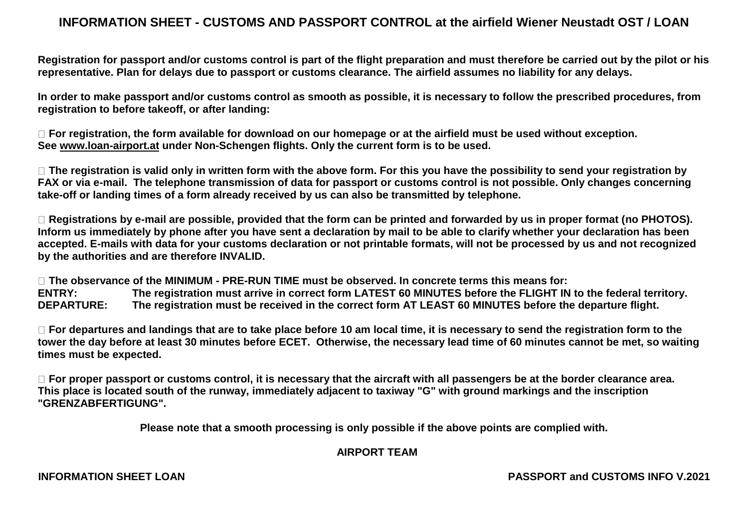# INFORMATION SHEET - CUSTOMS AND PASSPORT CONTROL at the airfield Wiener Neustadt OST / LOAN

**Registration for passport and/or customs control is part of the flight preparation and must therefore be carried out by the pilot or his representative. Plan for delays due to passport or customs clearance. The airfield assumes no liability for any delays.**

**In order to make passport and/or customs control as smooth as possible, it is necessary to follow the prescribed procedures, from registration to before takeoff, or after landing:**

-  **For registration, the form available for download on our homepage or at the airfield must be used without exception. See www.loan-airport.at under Non-Schengen flights. Only the current form is to be used.**

-  **The registration is valid only in written form with the above form. For this you have the possibility to send your registration by FAX or via e-mail. The telephone transmission of data for passport or customs control is not possible. Only changes concerning take-off or landing times of a form already received by us can also be transmitted by telephone.**

-  **Registrations by e-mail are possible, provided that the form can be printed and forwarded by us in proper format (no PHOTOS). Inform us immediately by phone after you have sent a declaration by mail to be able to clarify whether your declaration has been accepted. E-mails with data for your customs declaration or not printable formats, will not be processed by us and not recognized by the authorities and are therefore INVALID.**

-  **The observance of the MINIMUM - PRE-RUN TIME must be observed. In concrete terms this means for:**
  **ENTRY:** **The registration must arrive in correct form LATEST 60 MINUTES before the FLIGHT IN to the federal territory.**
  **DEPARTURE:** **The registration must be received in the correct form AT LEAST 60 MINUTES before the departure flight.**

-  **For departures and landings that are to take place before 10 am local time, it is necessary to send the registration form to the tower the day before at least 30 minutes before ECET. Otherwise, the necessary lead time of 60 minutes cannot be met, so waiting times must be expected.**

-  **For proper passport or customs control, it is necessary that the aircraft with all passengers be at the border clearance area. This place is located south of the runway, immediately adjacent to taxiway "G" with ground markings and the inscription "GRENZABFERTIGUNG".**

**Please note that a smooth processing is only possible if the above points are complied with.**

**AIRPORT TEAM**